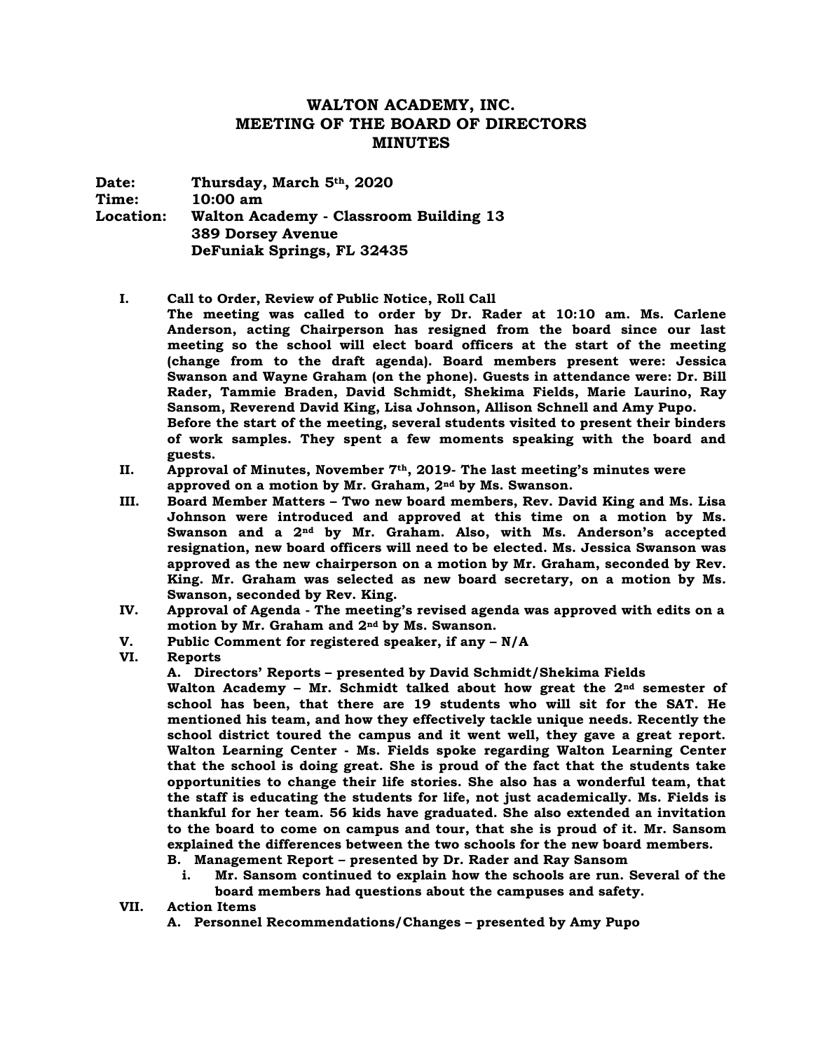# WALTON ACADEMY, INC.
## MEETING OF THE BOARD OF DIRECTORS
## MINUTES

**Date:** Thursday, March 5th, 2020
**Time:** 10:00 am
**Location:** Walton Academy - Classroom Building 13
389 Dorsey Avenue
DeFuniak Springs, FL 32435

**I. Call to Order, Review of Public Notice, Roll Call**
**The meeting was called to order by Dr. Rader at 10:10 am. Ms. Carlene Anderson, acting Chairperson has resigned from the board since our last meeting so the school will elect board officers at the start of the meeting (change from to the draft agenda). Board members present were: Jessica Swanson and Wayne Graham (on the phone). Guests in attendance were: Dr. Bill Rader, Tammie Braden, David Schmidt, Shekima Fields, Marie Laurino, Ray Sansom, Reverend David King, Lisa Johnson, Allison Schnell and Amy Pupo.**
**Before the start of the meeting, several students visited to present their binders of work samples. They spent a few moments speaking with the board and guests.**

**II. Approval of Minutes, November 7th, 2019- The last meeting's minutes were approved on a motion by Mr. Graham, 2nd by Ms. Swanson.**

**III. Board Member Matters – Two new board members, Rev. David King and Ms. Lisa Johnson were introduced and approved at this time on a motion by Ms. Swanson and a 2nd by Mr. Graham. Also, with Ms. Anderson's accepted resignation, new board officers will need to be elected. Ms. Jessica Swanson was approved as the new chairperson on a motion by Mr. Graham, seconded by Rev. King. Mr. Graham was selected as new board secretary, on a motion by Ms. Swanson, seconded by Rev. King.**

**IV. Approval of Agenda - The meeting's revised agenda was approved with edits on a motion by Mr. Graham and 2nd by Ms. Swanson.**

**V. Public Comment for registered speaker, if any – N/A**

**VI. Reports**

**A. Directors' Reports – presented by David Schmidt/Shekima Fields**
**Walton Academy – Mr. Schmidt talked about how great the 2nd semester of school has been, that there are 19 students who will sit for the SAT. He mentioned his team, and how they effectively tackle unique needs. Recently the school district toured the campus and it went well, they gave a great report. Walton Learning Center - Ms. Fields spoke regarding Walton Learning Center that the school is doing great. She is proud of the fact that the students take opportunities to change their life stories. She also has a wonderful team, that the staff is educating the students for life, not just academically. Ms. Fields is thankful for her team. 56 kids have graduated. She also extended an invitation to the board to come on campus and tour, that she is proud of it. Mr. Sansom explained the differences between the two schools for the new board members.**

**B. Management Report – presented by Dr. Rader and Ray Sansom**

**i. Mr. Sansom continued to explain how the schools are run. Several of the board members had questions about the campuses and safety.**

**VII. Action Items**

**A. Personnel Recommendations/Changes – presented by Amy Pupo**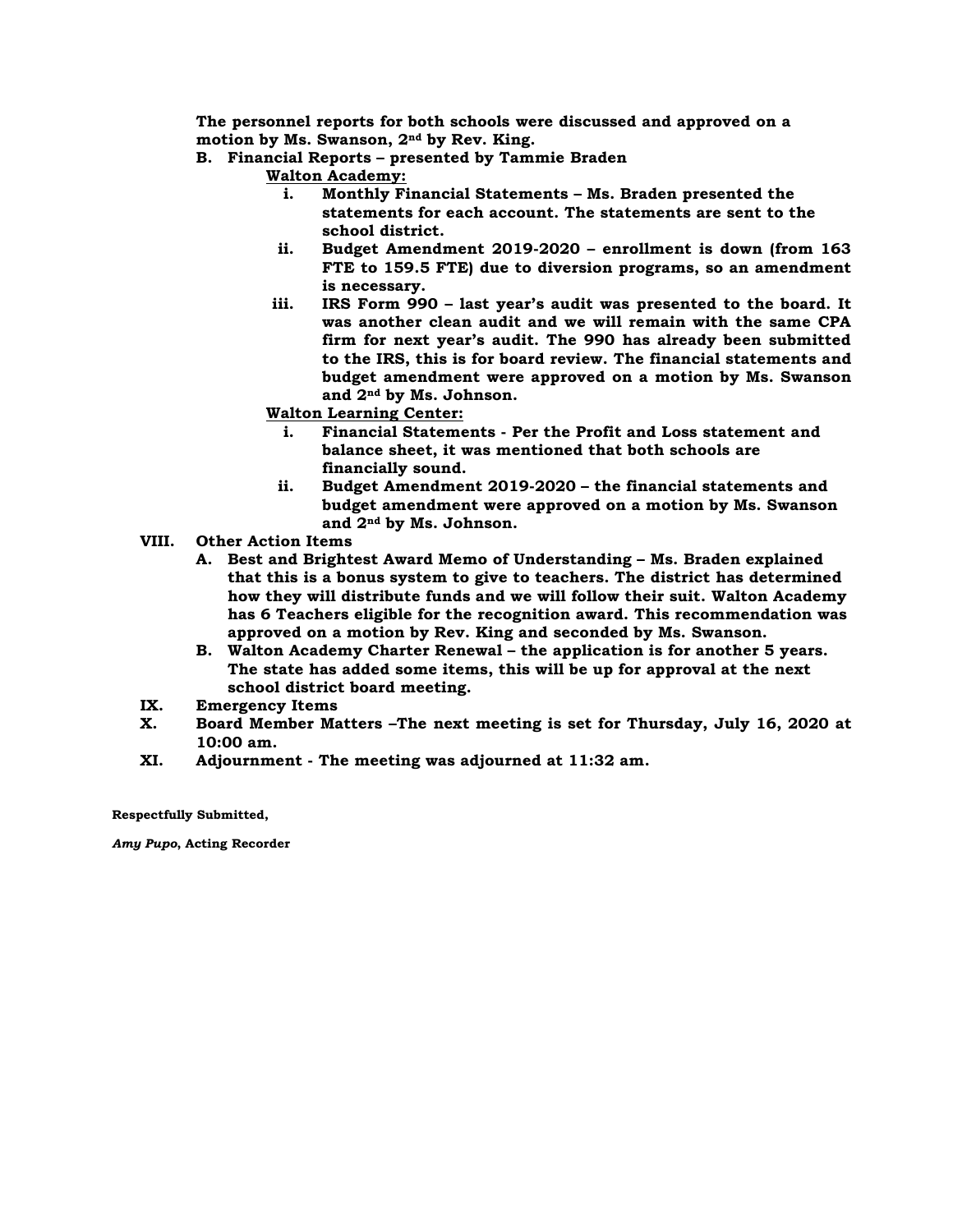**The personnel reports for both schools were discussed and approved on a motion by Ms. Swanson, 2nd by Rev. King.**

**B. Financial Reports – presented by Tammie Braden**

**<u>Walton Academy:</u>**

**i. Monthly Financial Statements – Ms. Braden presented the statements for each account. The statements are sent to the school district.**

**ii. Budget Amendment 2019-2020 – enrollment is down (from 163 FTE to 159.5 FTE) due to diversion programs, so an amendment is necessary.**

**iii. IRS Form 990 – last year's audit was presented to the board. It was another clean audit and we will remain with the same CPA firm for next year's audit. The 990 has already been submitted to the IRS, this is for board review. The financial statements and budget amendment were approved on a motion by Ms. Swanson and 2nd by Ms. Johnson.**

**<u>Walton Learning Center:</u>**

**i. Financial Statements - Per the Profit and Loss statement and balance sheet, it was mentioned that both schools are financially sound.**

**ii. Budget Amendment 2019-2020 – the financial statements and budget amendment were approved on a motion by Ms. Swanson and 2nd by Ms. Johnson.**

**VIII. Other Action Items**

**A. Best and Brightest Award Memo of Understanding – Ms. Braden explained that this is a bonus system to give to teachers. The district has determined how they will distribute funds and we will follow their suit. Walton Academy has 6 Teachers eligible for the recognition award. This recommendation was approved on a motion by Rev. King and seconded by Ms. Swanson.**

**B. Walton Academy Charter Renewal – the application is for another 5 years. The state has added some items, this will be up for approval at the next school district board meeting.**

**IX. Emergency Items**

**X. Board Member Matters –The next meeting is set for Thursday, July 16, 2020 at 10:00 am.**

**XI. Adjournment - The meeting was adjourned at 11:32 am.**

**Respectfully Submitted,**

***Amy Pupo*, Acting Recorder**